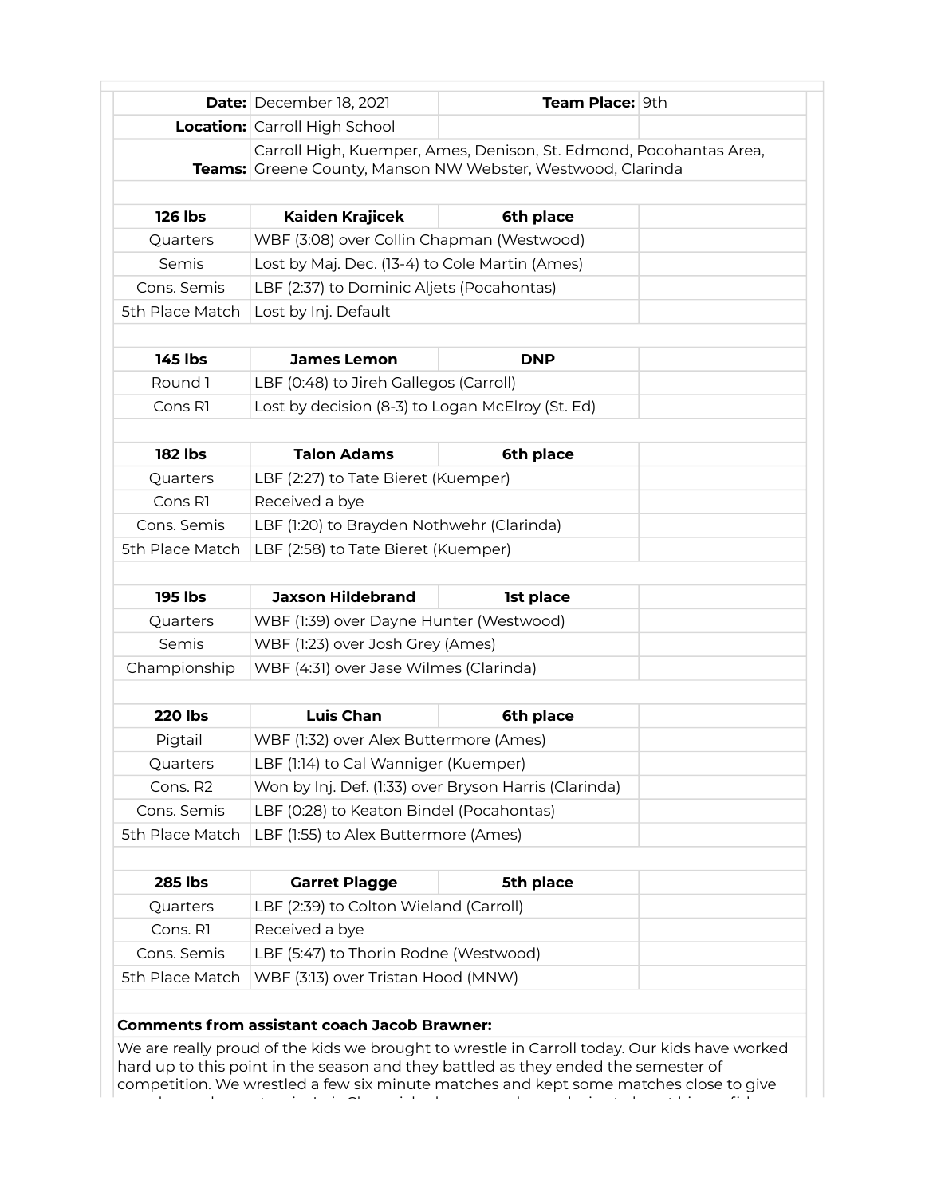| | | | |
|---|---|---|---|
| **Date:** | December 18, 2021 | **Team Place:** | 9th |
| **Location:** | Carroll High School | | |
| **Teams:** | Carroll High, Kuemper, Ames, Denison, St. Edmond, Pocohantas Area, Greene County, Manson NW Webster, Westwood, Clarinda | | |

| **126 lbs** | **Kaiden Krajicek** | **6th place** | |
|---|---|---|---|
| Quarters | WBF (3:08) over Collin Chapman (Westwood) | | |
| Semis | Lost by Maj. Dec. (13-4) to Cole Martin (Ames) | | |
| Cons. Semis | LBF (2:37) to Dominic Aljets (Pocahontas) | | |
| 5th Place Match | Lost by Inj. Default | | |

| **145 lbs** | **James Lemon** | **DNP** | |
|---|---|---|---|
| Round 1 | LBF (0:48) to Jireh Gallegos (Carroll) | | |
| Cons R1 | Lost by decision (8-3) to Logan McElroy (St. Ed) | | |

| **182 lbs** | **Talon Adams** | **6th place** | |
|---|---|---|---|
| Quarters | LBF (2:27) to Tate Bieret (Kuemper) | | |
| Cons R1 | Received a bye | | |
| Cons. Semis | LBF (1:20) to Brayden Nothwehr (Clarinda) | | |
| 5th Place Match | LBF (2:58) to Tate Bieret (Kuemper) | | |

| **195 lbs** | **Jaxson Hildebrand** | **1st place** | |
|---|---|---|---|
| Quarters | WBF (1:39) over Dayne Hunter (Westwood) | | |
| Semis | WBF (1:23) over Josh Grey (Ames) | | |
| Championship | WBF (4:31) over Jase Wilmes (Clarinda) | | |

| **220 lbs** | **Luis Chan** | **6th place** | |
|---|---|---|---|
| Pigtail | WBF (1:32) over Alex Buttermore (Ames) | | |
| Quarters | LBF (1:14) to Cal Wanniger (Kuemper) | | |
| Cons. R2 | Won by Inj. Def. (1:33) over Bryson Harris (Clarinda) | | |
| Cons. Semis | LBF (0:28) to Keaton Bindel (Pocahontas) | | |
| 5th Place Match | LBF (1:55) to Alex Buttermore (Ames) | | |

| **285 lbs** | **Garret Plagge** | **5th place** | |
|---|---|---|---|
| Quarters | LBF (2:39) to Colton Wieland (Carroll) | | |
| Cons. R1 | Received a bye | | |
| Cons. Semis | LBF (5:47) to Thorin Rodne (Westwood) | | |
| 5th Place Match | WBF (3:13) over Tristan Hood (MNW) | | |

**Comments from assistant coach Jacob Brawner:**

We are really proud of the kids we brought to wrestle in Carroll today. Our kids have worked hard up to this point in the season and they battled as they ended the semester of competition. We wrestled a few six minute matches and kept some matches close to give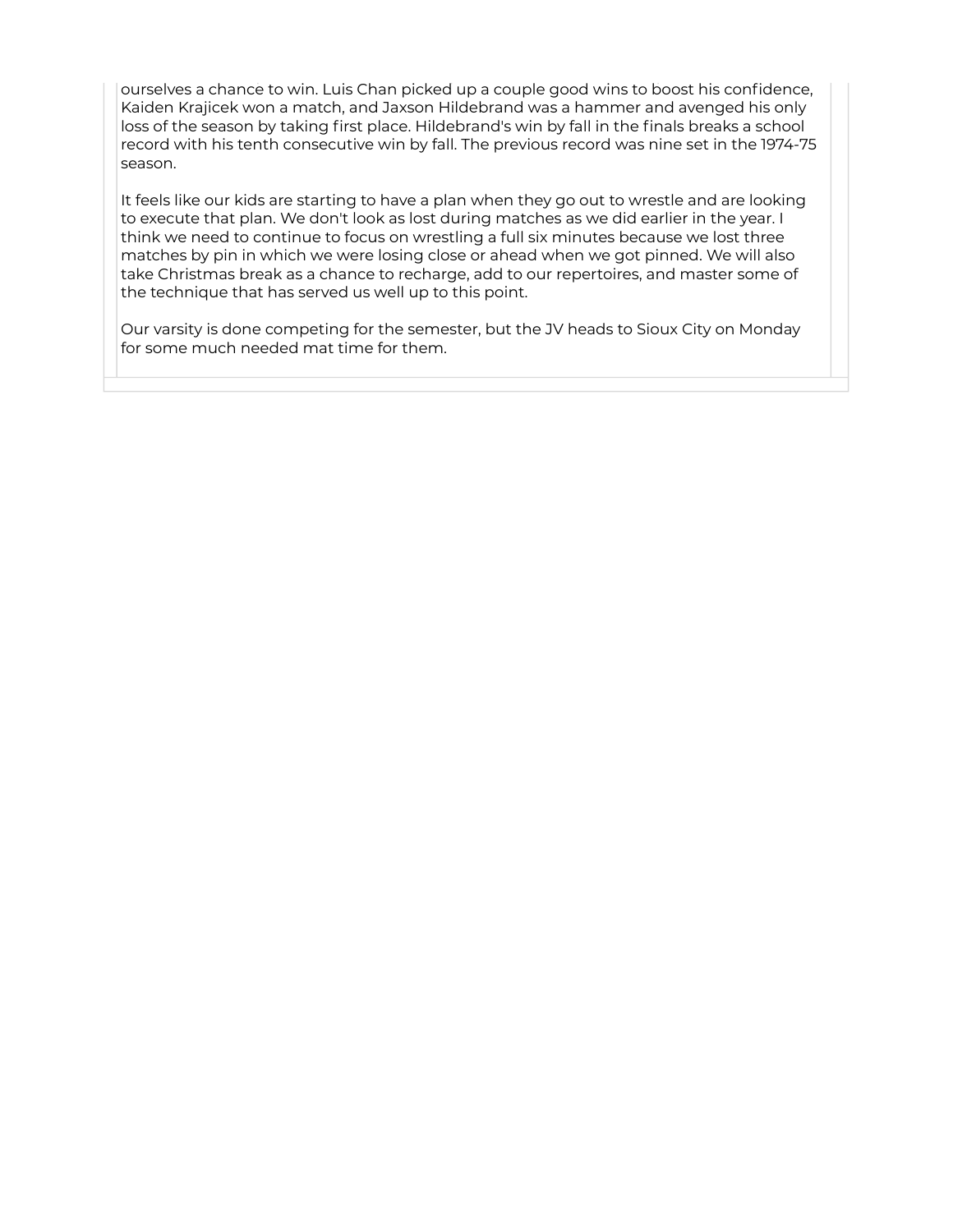ourselves a chance to win. Luis Chan picked up a couple good wins to boost his confidence, Kaiden Krajicek won a match, and Jaxson Hildebrand was a hammer and avenged his only loss of the season by taking first place. Hildebrand's win by fall in the finals breaks a school record with his tenth consecutive win by fall. The previous record was nine set in the 1974-75 season.

It feels like our kids are starting to have a plan when they go out to wrestle and are looking to execute that plan. We don't look as lost during matches as we did earlier in the year. I think we need to continue to focus on wrestling a full six minutes because we lost three matches by pin in which we were losing close or ahead when we got pinned. We will also take Christmas break as a chance to recharge, add to our repertoires, and master some of the technique that has served us well up to this point.

Our varsity is done competing for the semester, but the JV heads to Sioux City on Monday for some much needed mat time for them.